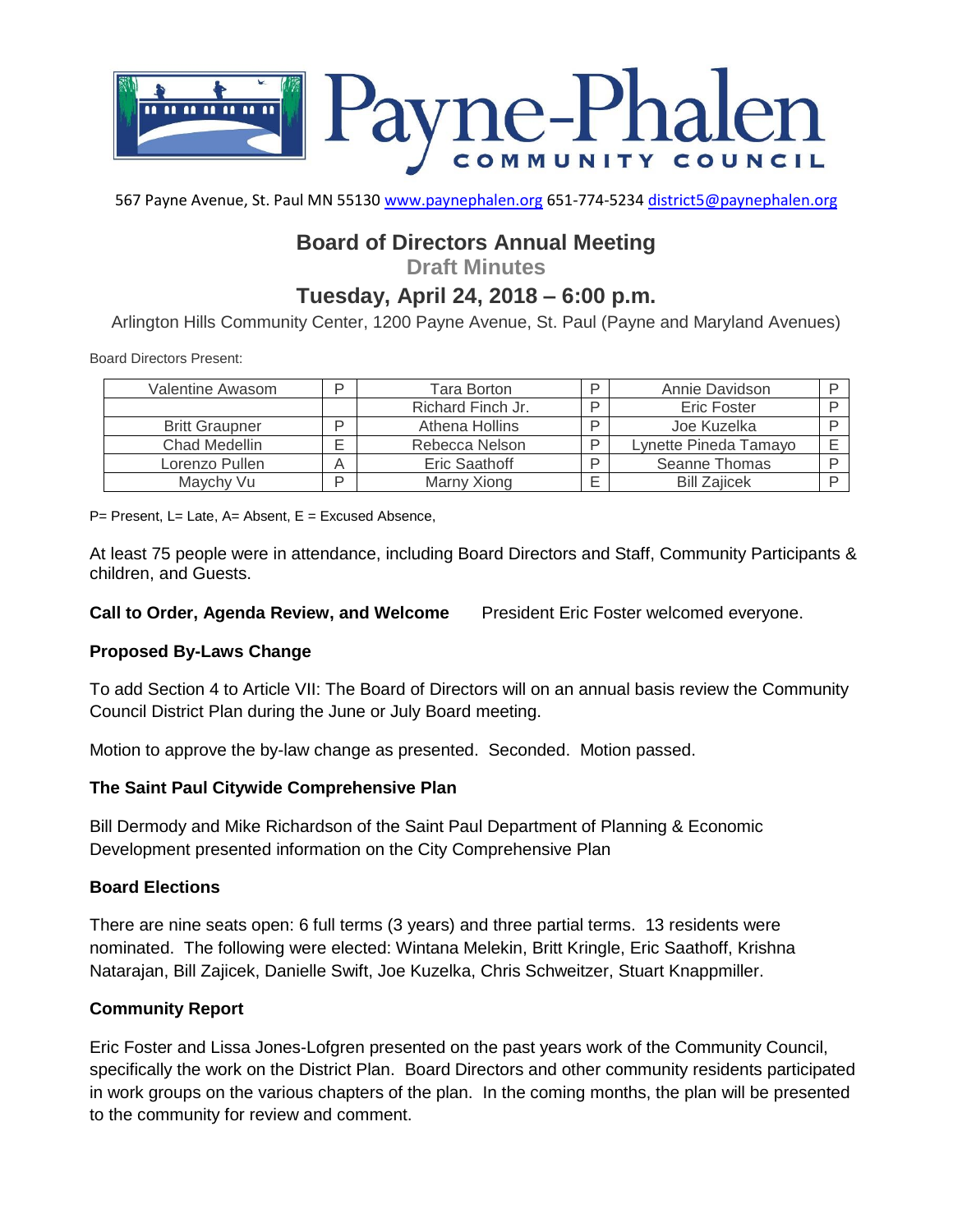# Payne-Phalen COMMUNITY COUNCIL

567 Payne Avenue, St. Paul MN 55130 www.paynephalen.org 651-774-5234 district5@paynephalen.org

## Board of Directors Annual Meeting

### Draft Minutes

## Tuesday, April 24, 2018 – 6:00 p.m.

Arlington Hills Community Center, 1200 Payne Avenue, St. Paul (Payne and Maryland Avenues)

Board Directors Present:

| Valentine Awasom | P | Tara Borton | P | Annie Davidson | P |
|---|---|---|---|---|---|
| | | Richard Finch Jr. | P | Eric Foster | P |
| Britt Graupner | P | Athena Hollins | P | Joe Kuzelka | P |
| Chad Medellin | E | Rebecca Nelson | P | Lynette Pineda Tamayo | E |
| Lorenzo Pullen | A | Eric Saathoff | P | Seanne Thomas | P |
| Maychy Vu | P | Marny Xiong | E | Bill Zajicek | P |

P= Present, L= Late, A= Absent, E = Excused Absence,

At least 75 people were in attendance, including Board Directors and Staff, Community Participants & children, and Guests.

**Call to Order, Agenda Review, and Welcome** President Eric Foster welcomed everyone.

**Proposed By-Laws Change**

To add Section 4 to Article VII: The Board of Directors will on an annual basis review the Community Council District Plan during the June or July Board meeting.

Motion to approve the by-law change as presented. Seconded. Motion passed.

**The Saint Paul Citywide Comprehensive Plan**

Bill Dermody and Mike Richardson of the Saint Paul Department of Planning & Economic Development presented information on the City Comprehensive Plan

**Board Elections**

There are nine seats open: 6 full terms (3 years) and three partial terms. 13 residents were nominated. The following were elected: Wintana Melekin, Britt Kringle, Eric Saathoff, Krishna Natarajan, Bill Zajicek, Danielle Swift, Joe Kuzelka, Chris Schweitzer, Stuart Knappmiller.

**Community Report**

Eric Foster and Lissa Jones-Lofgren presented on the past years work of the Community Council, specifically the work on the District Plan. Board Directors and other community residents participated in work groups on the various chapters of the plan. In the coming months, the plan will be presented to the community for review and comment.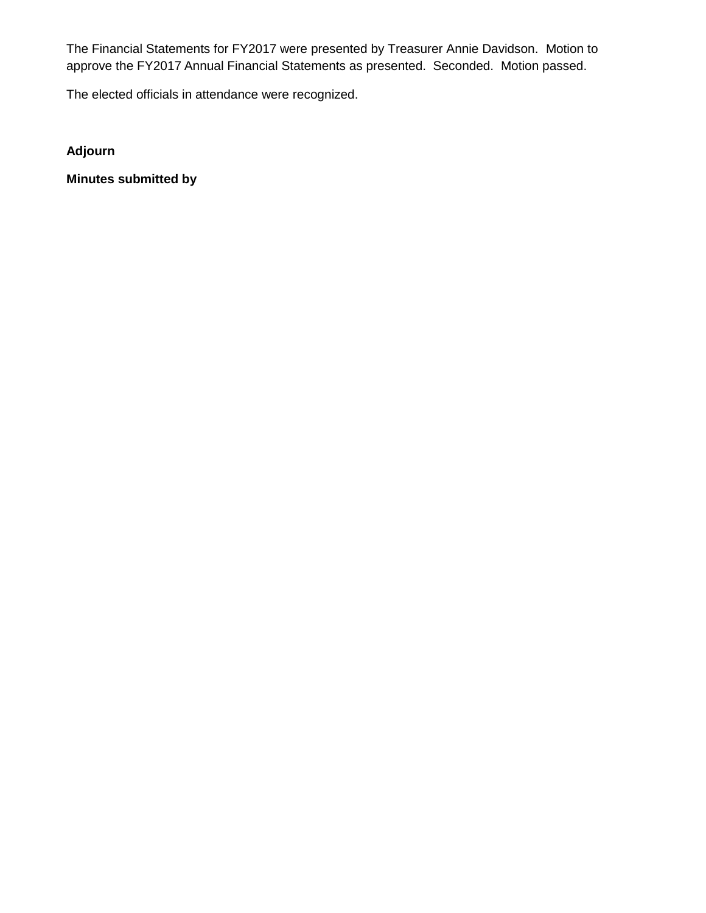The Financial Statements for FY2017 were presented by Treasurer Annie Davidson.  Motion to approve the FY2017 Annual Financial Statements as presented.  Seconded.  Motion passed.

The elected officials in attendance were recognized.

**Adjourn**

**Minutes submitted by**